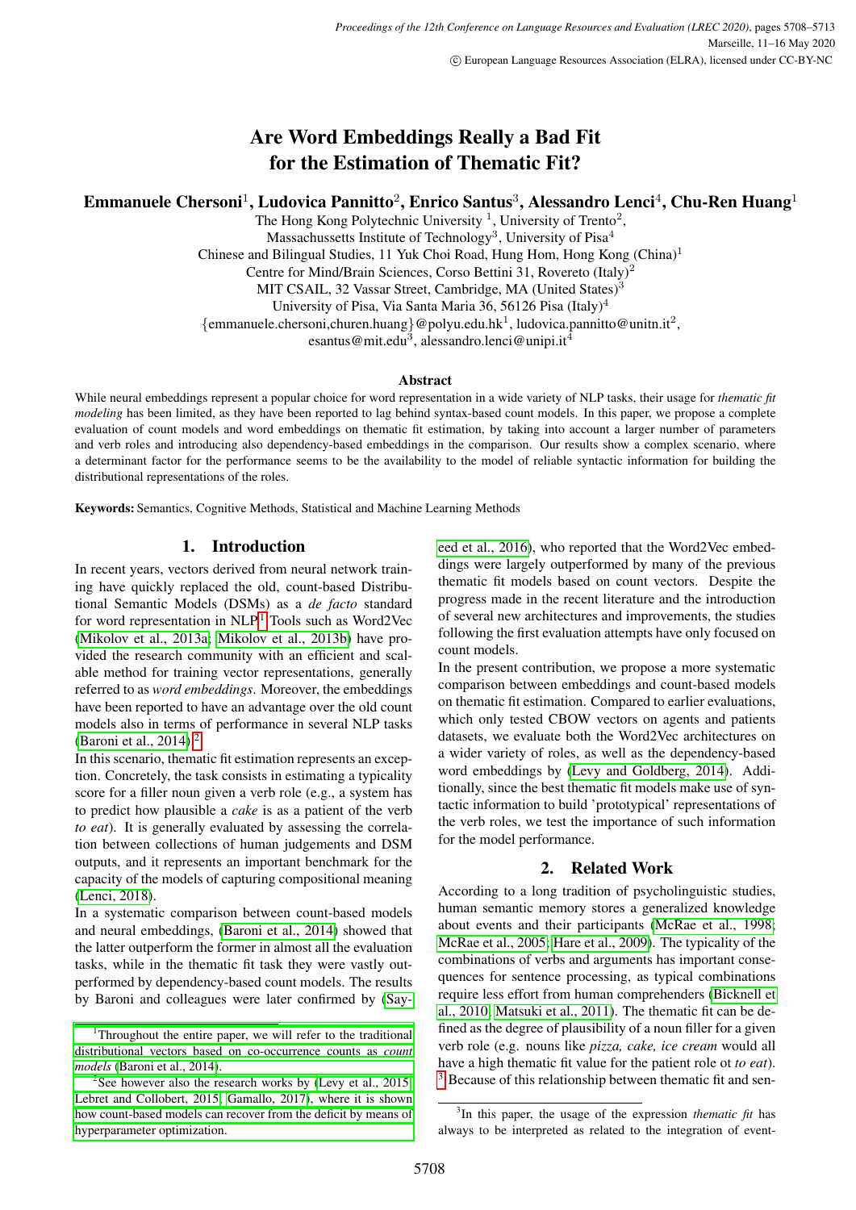# Are Word Embeddings Really a Bad Fit for the Estimation of Thematic Fit?

**Emmanuele Chersoni[1], Ludovica Pannitto[2], Enrico Santus[3], Alessandro Lenci[4], Chu-Ren Huang[1]**

The Hong Kong Polytechnic University [1], University of Trento[2],
Massachussetts Institute of Technology[3], University of Pisa[4]
Chinese and Bilingual Studies, 11 Yuk Choi Road, Hung Hom, Hong Kong (China)[1]
Centre for Mind/Brain Sciences, Corso Bettini 31, Rovereto (Italy)[2]
MIT CSAIL, 32 Vassar Street, Cambridge, MA (United States)[3]
University of Pisa, Via Santa Maria 36, 56126 Pisa (Italy)[4]
{emmanuele.chersoni,churen.huang}@polyu.edu.hk[1], ludovica.pannitto@unitn.it[2],
esantus@mit.edu[3], alessandro.lenci@unipi.it[4]

### Abstract

While neural embeddings represent a popular choice for word representation in a wide variety of NLP tasks, their usage for *thematic fit modeling* has been limited, as they have been reported to lag behind syntax-based count models. In this paper, we propose a complete evaluation of count models and word embeddings on thematic fit estimation, by taking into account a larger number of parameters and verb roles and introducing also dependency-based embeddings in the comparison. Our results show a complex scenario, where a determinant factor for the performance seems to be the availability to the model of reliable syntactic information for building the distributional representations of the roles.

**Keywords:** Semantics, Cognitive Methods, Statistical and Machine Learning Methods

## 1. Introduction

In recent years, vectors derived from neural network training have quickly replaced the old, count-based Distributional Semantic Models (DSMs) as a *de facto* standard for word representation in NLP.[1] Tools such as Word2Vec (Mikolov et al., 2013a; Mikolov et al., 2013b) have provided the research community with an efficient and scalable method for training vector representations, generally referred to as *word embeddings*. Moreover, the embeddings have been reported to have an advantage over the old count models also in terms of performance in several NLP tasks (Baroni et al., 2014).[2]

In this scenario, thematic fit estimation represents an exception. Concretely, the task consists in estimating a typicality score for a filler noun given a verb role (e.g., a system has to predict how plausible a *cake* is as a patient of the verb *to eat*). It is generally evaluated by assessing the correlation between collections of human judgements and DSM outputs, and it represents an important benchmark for the capacity of the models of capturing compositional meaning (Lenci, 2018).

In a systematic comparison between count-based models and neural embeddings, (Baroni et al., 2014) showed that the latter outperform the former in almost all the evaluation tasks, while in the thematic fit task they were vastly outperformed by dependency-based count models. The results by Baroni and colleagues were later confirmed by (Sayeed et al., 2016), who reported that the Word2Vec embeddings were largely outperformed by many of the previous thematic fit models based on count vectors. Despite the progress made in the recent literature and the introduction of several new architectures and improvements, the studies following the first evaluation attempts have only focused on count models.

In the present contribution, we propose a more systematic comparison between embeddings and count-based models on thematic fit estimation. Compared to earlier evaluations, which only tested CBOW vectors on agents and patients datasets, we evaluate both the Word2Vec architectures on a wider variety of roles, as well as the dependency-based word embeddings by (Levy and Goldberg, 2014). Additionally, since the best thematic fit models make use of syntactic information to build 'prototypical' representations of the verb roles, we test the importance of such information for the model performance.

## 2. Related Work

According to a long tradition of psycholinguistic studies, human semantic memory stores a generalized knowledge about events and their participants (McRae et al., 1998; McRae et al., 2005; Hare et al., 2009). The typicality of the combinations of verbs and arguments has important consequences for sentence processing, as typical combinations require less effort from human comprehenders (Bicknell et al., 2010; Matsuki et al., 2011). The thematic fit can be defined as the degree of plausibility of a noun filler for a given verb role (e.g. nouns like *pizza, cake, ice cream* would all have a high thematic fit value for the patient role ot *to eat*).[3] Because of this relationship between thematic fit and sen-

---

[1] Throughout the entire paper, we will refer to the traditional distributional vectors based on co-occurrence counts as *count models* (Baroni et al., 2014).

[2] See however also the research works by (Levy et al., 2015; Lebret and Collobert, 2015; Gamallo, 2017), where it is shown how count-based models can recover from the deficit by means of hyperparameter optimization.

[3] In this paper, the usage of the expression *thematic fit* has always to be interpreted as related to the integration of event-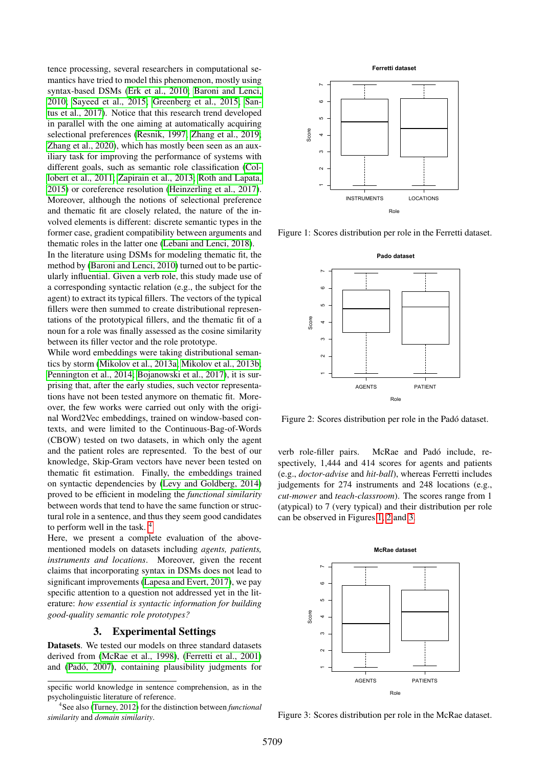tence processing, several researchers in computational semantics have tried to model this phenomenon, mostly using syntax-based DSMs (Erk et al., 2010; Baroni and Lenci, 2010; Sayeed et al., 2015; Greenberg et al., 2015; Santus et al., 2017). Notice that this research trend developed in parallel with the one aiming at automatically acquiring selectional preferences (Resnik, 1997; Zhang et al., 2019; Zhang et al., 2020), which has mostly been seen as an auxiliary task for improving the performance of systems with different goals, such as semantic role classification (Collobert et al., 2011; Zapirain et al., 2013; Roth and Lapata, 2015) or coreference resolution (Heinzerling et al., 2017). Moreover, although the notions of selectional preference and thematic fit are closely related, the nature of the involved elements is different: discrete semantic types in the former case, gradient compatibility between arguments and thematic roles in the latter one (Lebani and Lenci, 2018).

In the literature using DSMs for modeling thematic fit, the method by (Baroni and Lenci, 2010) turned out to be particularly influential. Given a verb role, this study made use of a corresponding syntactic relation (e.g., the subject for the agent) to extract its typical fillers. The vectors of the typical fillers were then summed to create distributional representations of the prototypical fillers, and the thematic fit of a noun for a role was finally assessed as the cosine similarity between its filler vector and the role prototype.

While word embeddings were taking distributional semantics by storm (Mikolov et al., 2013a; Mikolov et al., 2013b; Pennington et al., 2014; Bojanowski et al., 2017), it is surprising that, after the early studies, such vector representations have not been tested anymore on thematic fit. Moreover, the few works were carried out only with the original Word2Vec embeddings, trained on window-based contexts, and were limited to the Continuous-Bag-of-Words (CBOW) tested on two datasets, in which only the agent and the patient roles are represented. To the best of our knowledge, Skip-Gram vectors have never been tested on thematic fit estimation. Finally, the embeddings trained on syntactic dependencies by (Levy and Goldberg, 2014) proved to be efficient in modeling the *functional similarity* between words that tend to have the same function or structural role in a sentence, and thus they seem good candidates to perform well in the task. [4]

Here, we present a complete evaluation of the above-mentioned models on datasets including *agents, patients, instruments and locations*. Moreover, given the recent claims that incorporating syntax in DSMs does not lead to significant improvements (Lapesa and Evert, 2017), we pay specific attention to a question not addressed yet in the literature: *how essential is syntactic information for building good-quality semantic role prototypes?*

## 3. Experimental Settings

**Datasets**. We tested our models on three standard datasets derived from (McRae et al., 1998), (Ferretti et al., 2001) and (Padó, 2007), containing plausibility judgments for verb role-filler pairs. McRae and Padó include, respectively, 1,444 and 414 scores for agents and patients (e.g., *doctor-advise* and *hit-ball*), whereas Ferretti includes judgements for 274 instruments and 248 locations (e.g., *cut-mower* and *teach-classroom*). The scores range from 1 (atypical) to 7 (very typical) and their distribution per role can be observed in Figures 1, 2 and 3.

Figure 1: Scores distribution per role in the Ferretti dataset.

Figure 2: Scores distribution per role in the Padó dataset.

Figure 3: Scores distribution per role in the McRae dataset.

specific world knowledge in sentence comprehension, as in the psycholinguistic literature of reference.

[4] See also (Turney, 2012) for the distinction between *functional similarity* and *domain similarity*.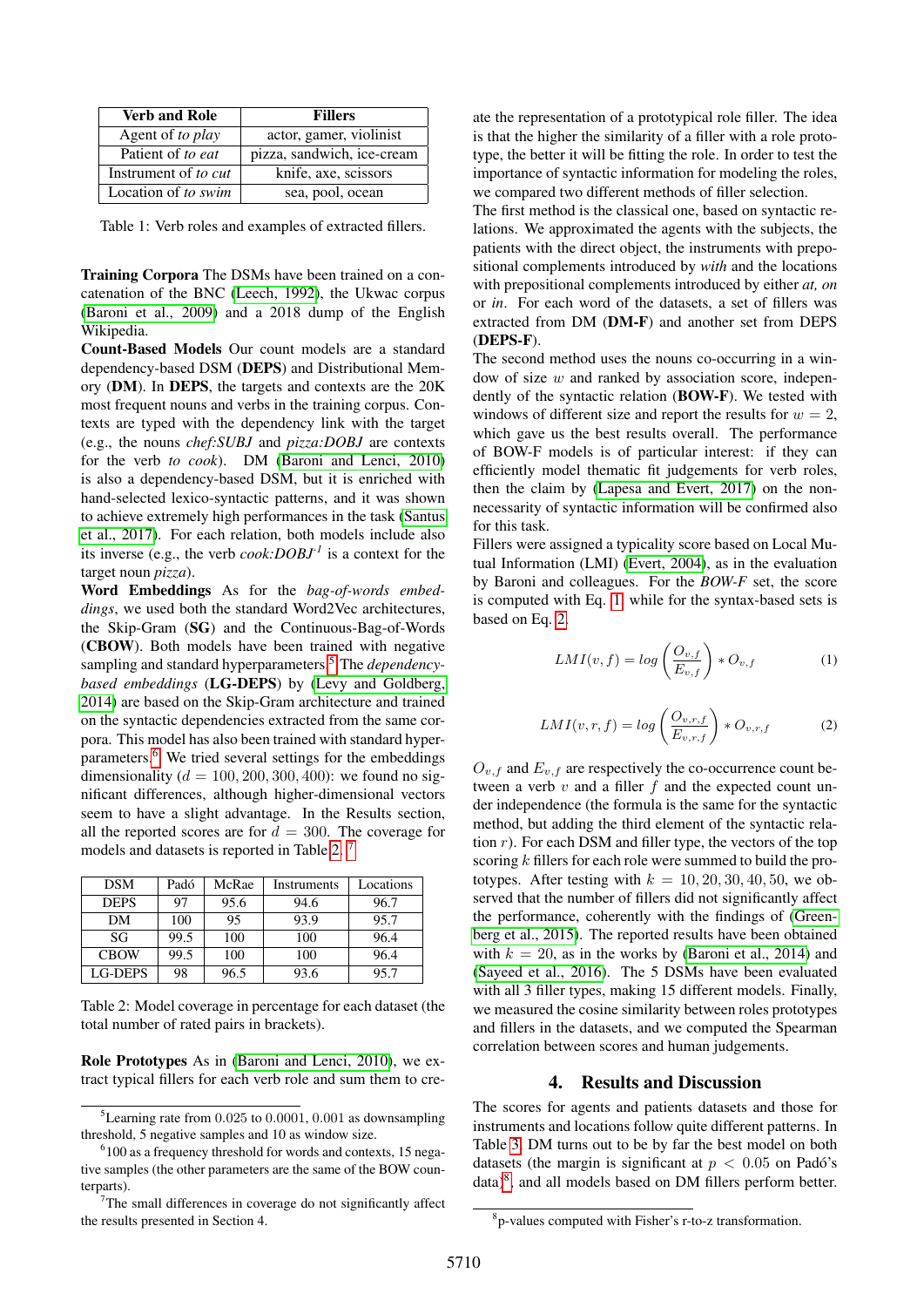| Verb and Role | Fillers |
|---|---|
| Agent of *to play* | actor, gamer, violinist |
| Patient of *to eat* | pizza, sandwich, ice-cream |
| Instrument of *to cut* | knife, axe, scissors |
| Location of *to swim* | sea, pool, ocean |

Table 1: Verb roles and examples of extracted fillers.

**Training Corpora** The DSMs have been trained on a concatenation of the BNC (Leech, 1992), the Ukwac corpus (Baroni et al., 2009) and a 2018 dump of the English Wikipedia.

**Count-Based Models** Our count models are a standard dependency-based DSM (**DEPS**) and Distributional Memory (**DM**). In **DEPS**, the targets and contexts are the 20K most frequent nouns and verbs in the training corpus. Contexts are typed with the dependency link with the target (e.g., the nouns *chef:SUBJ* and *pizza:DOBJ* are contexts for the verb *to cook*). DM (Baroni and Lenci, 2010) is also a dependency-based DSM, but it is enriched with hand-selected lexico-syntactic patterns, and it was shown to achieve extremely high performances in the task (Santus et al., 2017). For each relation, both models include also its inverse (e.g., the verb *cook:DOBJ$^{-1}$* is a context for the target noun *pizza*).

**Word Embeddings** As for the *bag-of-words embeddings*, we used both the standard Word2Vec architectures, the Skip-Gram (**SG**) and the Continuous-Bag-of-Words (**CBOW**). Both models have been trained with negative sampling and standard hyperparameters.[5] The *dependency-based embeddings* (**LG-DEPS**) by (Levy and Goldberg, 2014) are based on the Skip-Gram architecture and trained on the syntactic dependencies extracted from the same corpora. This model has also been trained with standard hyperparameters.[6] We tried several settings for the embeddings dimensionality ($d = 100, 200, 300, 400$): we found no significant differences, although higher-dimensional vectors seem to have a slight advantage. In the Results section, all the reported scores are for $d = 300$. The coverage for models and datasets is reported in Table 2.[7]

| DSM | Padó | McRae | Instruments | Locations |
|---|---|---|---|---|
| DEPS | 97 | 95.6 | 94.6 | 96.7 |
| DM | 100 | 95 | 93.9 | 95.7 |
| SG | 99.5 | 100 | 100 | 96.4 |
| CBOW | 99.5 | 100 | 100 | 96.4 |
| LG-DEPS | 98 | 96.5 | 93.6 | 95.7 |

Table 2: Model coverage in percentage for each dataset (the total number of rated pairs in brackets).

**Role Prototypes** As in (Baroni and Lenci, 2010), we extract typical fillers for each verb role and sum them to create the representation of a prototypical role filler. The idea is that the higher the similarity of a filler with a role prototype, the better it will be fitting the role. In order to test the importance of syntactic information for modeling the roles, we compared two different methods of filler selection.

The first method is the classical one, based on syntactic relations. We approximated the agents with the subjects, the patients with the direct object, the instruments with prepositional complements introduced by *with* and the locations with prepositional complements introduced by either *at, on* or *in*. For each word of the datasets, a set of fillers was extracted from DM (**DM-F**) and another set from DEPS (**DEPS-F**).

The second method uses the nouns co-occurring in a window of size $w$ and ranked by association score, independently of the syntactic relation (**BOW-F**). We tested with windows of different size and report the results for $w = 2$, which gave us the best results overall. The performance of BOW-F models is of particular interest: if they can efficiently model thematic fit judgements for verb roles, then the claim by (Lapesa and Evert, 2017) on the non-necessarity of syntactic information will be confirmed also for this task.

Fillers were assigned a typicality score based on Local Mutual Information (LMI) (Evert, 2004), as in the evaluation by Baroni and colleagues. For the *BOW-F* set, the score is computed with Eq. 1 while for the syntax-based sets is based on Eq. 2.

$$LMI(v, f) = log\left(\frac{O_{v,f}}{E_{v,f}}\right) * O_{v,f} \quad (1)$$

$$LMI(v, r, f) = log\left(\frac{O_{v,r,f}}{E_{v,r,f}}\right) * O_{v,r,f} \quad (2)$$

$O_{v,f}$ and $E_{v,f}$ are respectively the co-occurrence count between a verb $v$ and a filler $f$ and the expected count under independence (the formula is the same for the syntactic method, but adding the third element of the syntactic relation $r$). For each DSM and filler type, the vectors of the top scoring $k$ fillers for each role were summed to build the prototypes. After testing with $k = 10, 20, 30, 40, 50$, we observed that the number of fillers did not significantly affect the performance, coherently with the findings of (Greenberg et al., 2015). The reported results have been obtained with $k = 20$, as in the works by (Baroni et al., 2014) and (Sayeed et al., 2016). The 5 DSMs have been evaluated with all 3 filler types, making 15 different models. Finally, we measured the cosine similarity between roles prototypes and fillers in the datasets, and we computed the Spearman correlation between scores and human judgements.

## 4. Results and Discussion

The scores for agents and patients datasets and those for instruments and locations follow quite different patterns. In Table 3, DM turns out to be by far the best model on both datasets (the margin is significant at $p < 0.05$ on Padó's data[8], and all models based on DM fillers perform better.

[5] Learning rate from 0.025 to 0.0001, 0.001 as downsampling threshold, 5 negative samples and 10 as window size.

[6] 100 as a frequency threshold for words and contexts, 15 negative samples (the other parameters are the same of the BOW counterparts).

[7] The small differences in coverage do not significantly affect the results presented in Section 4.

[8] p-values computed with Fisher's r-to-z transformation.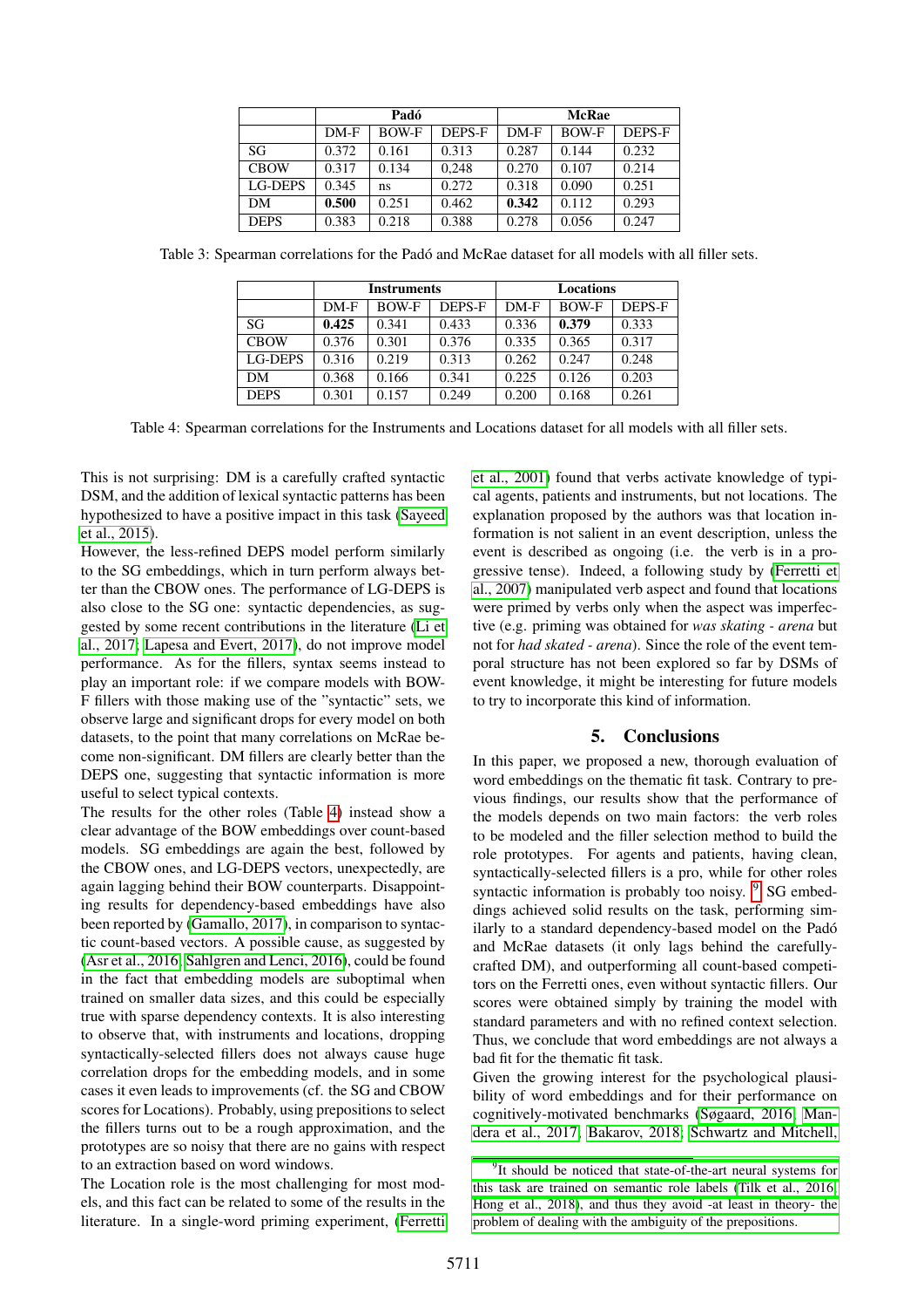| | Padó | | | McRae | | |
|---|---|---|---|---|---|---|
| | DM-F | BOW-F | DEPS-F | DM-F | BOW-F | DEPS-F |
| SG | 0.372 | 0.161 | 0.313 | 0.287 | 0.144 | 0.232 |
| CBOW | 0.317 | 0.134 | 0,248 | 0.270 | 0.107 | 0.214 |
| LG-DEPS | 0.345 | ns | 0.272 | 0.318 | 0.090 | 0.251 |
| DM | **0.500** | 0.251 | 0.462 | **0.342** | 0.112 | 0.293 |
| DEPS | 0.383 | 0.218 | 0.388 | 0.278 | 0.056 | 0.247 |

Table 3: Spearman correlations for the Padó and McRae dataset for all models with all filler sets.

| | Instruments | | | Locations | | |
|---|---|---|---|---|---|---|
| | DM-F | BOW-F | DEPS-F | DM-F | BOW-F | DEPS-F |
| SG | **0.425** | 0.341 | 0.433 | 0.336 | **0.379** | 0.333 |
| CBOW | 0.376 | 0.301 | 0.376 | 0.335 | 0.365 | 0.317 |
| LG-DEPS | 0.316 | 0.219 | 0.313 | 0.262 | 0.247 | 0.248 |
| DM | 0.368 | 0.166 | 0.341 | 0.225 | 0.126 | 0.203 |
| DEPS | 0.301 | 0.157 | 0.249 | 0.200 | 0.168 | 0.261 |

Table 4: Spearman correlations for the Instruments and Locations dataset for all models with all filler sets.

This is not surprising: DM is a carefully crafted syntactic DSM, and the addition of lexical syntactic patterns has been hypothesized to have a positive impact in this task (Sayeed et al., 2015).

However, the less-refined DEPS model perform similarly to the SG embeddings, which in turn perform always better than the CBOW ones. The performance of LG-DEPS is also close to the SG one: syntactic dependencies, as suggested by some recent contributions in the literature (Li et al., 2017; Lapesa and Evert, 2017), do not improve model performance. As for the fillers, syntax seems instead to play an important role: if we compare models with BOW-F fillers with those making use of the "syntactic" sets, we observe large and significant drops for every model on both datasets, to the point that many correlations on McRae become non-significant. DM fillers are clearly better than the DEPS one, suggesting that syntactic information is more useful to select typical contexts.

The results for the other roles (Table 4) instead show a clear advantage of the BOW embeddings over count-based models. SG embeddings are again the best, followed by the CBOW ones, and LG-DEPS vectors, unexpectedly, are again lagging behind their BOW counterparts. Disappointing results for dependency-based embeddings have also been reported by (Gamallo, 2017), in comparison to syntactic count-based vectors. A possible cause, as suggested by (Asr et al., 2016; Sahlgren and Lenci, 2016), could be found in the fact that embedding models are suboptimal when trained on smaller data sizes, and this could be especially true with sparse dependency contexts. It is also interesting to observe that, with instruments and locations, dropping syntactically-selected fillers does not always cause huge correlation drops for the embedding models, and in some cases it even leads to improvements (cf. the SG and CBOW scores for Locations). Probably, using prepositions to select the fillers turns out to be a rough approximation, and the prototypes are so noisy that there are no gains with respect to an extraction based on word windows.

The Location role is the most challenging for most models, and this fact can be related to some of the results in the literature. In a single-word priming experiment, (Ferretti et al., 2001) found that verbs activate knowledge of typical agents, patients and instruments, but not locations. The explanation proposed by the authors was that location information is not salient in an event description, unless the event is described as ongoing (i.e. the verb is in a progressive tense). Indeed, a following study by (Ferretti et al., 2007) manipulated verb aspect and found that locations were primed by verbs only when the aspect was imperfective (e.g. priming was obtained for *was skating - arena* but not for *had skated - arena*). Since the role of the event temporal structure has not been explored so far by DSMs of event knowledge, it might be interesting for future models to try to incorporate this kind of information.

## 5. Conclusions

In this paper, we proposed a new, thorough evaluation of word embeddings on the thematic fit task. Contrary to previous findings, our results show that the performance of the models depends on two main factors: the verb roles to be modeled and the filler selection method to build the role prototypes. For agents and patients, having clean, syntactically-selected fillers is a pro, while for other roles syntactic information is probably too noisy. [9] SG embeddings achieved solid results on the task, performing similarly to a standard dependency-based model on the Padó and McRae datasets (it only lags behind the carefully-crafted DM), and outperforming all count-based competitors on the Ferretti ones, even without syntactic fillers. Our scores were obtained simply by training the model with standard parameters and with no refined context selection. Thus, we conclude that word embeddings are not always a bad fit for the thematic fit task.

Given the growing interest for the psychological plausibility of word embeddings and for their performance on cognitively-motivated benchmarks (Søgaard, 2016; Mandera et al., 2017; Bakarov, 2018; Schwartz and Mitchell,

[9] It should be noticed that state-of-the-art neural systems for this task are trained on semantic role labels (Tilk et al., 2016; Hong et al., 2018), and thus they avoid -at least in theory- the problem of dealing with the ambiguity of the prepositions.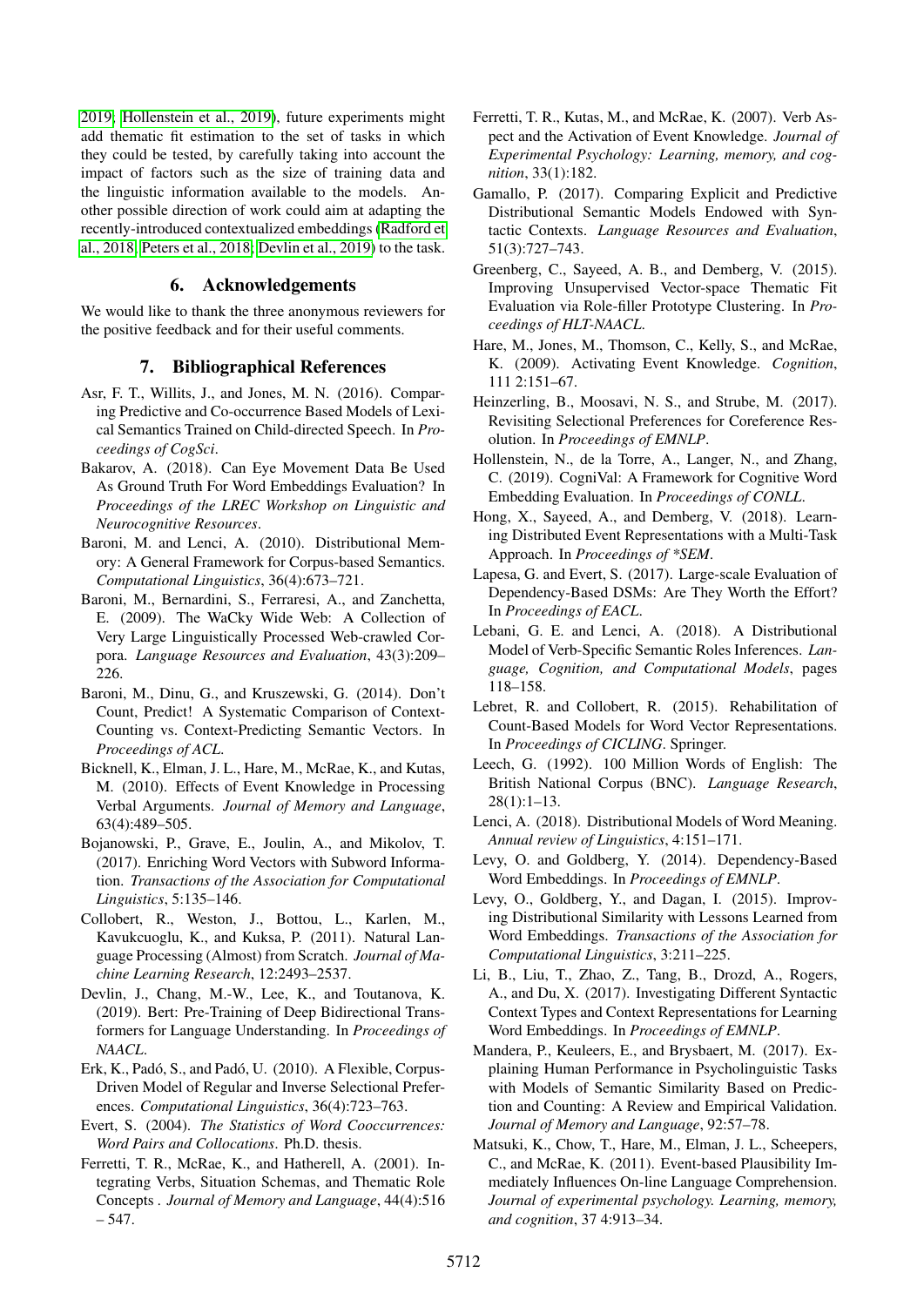2019; Hollenstein et al., 2019), future experiments might add thematic fit estimation to the set of tasks in which they could be tested, by carefully taking into account the impact of factors such as the size of training data and the linguistic information available to the models. Another possible direction of work could aim at adapting the recently-introduced contextualized embeddings (Radford et al., 2018; Peters et al., 2018; Devlin et al., 2019) to the task.

## 6. Acknowledgements

We would like to thank the three anonymous reviewers for the positive feedback and for their useful comments.

## 7. Bibliographical References

Asr, F. T., Willits, J., and Jones, M. N. (2016). Comparing Predictive and Co-occurrence Based Models of Lexical Semantics Trained on Child-directed Speech. In *Proceedings of CogSci*.

Bakarov, A. (2018). Can Eye Movement Data Be Used As Ground Truth For Word Embeddings Evaluation? In *Proceedings of the LREC Workshop on Linguistic and Neurocognitive Resources*.

Baroni, M. and Lenci, A. (2010). Distributional Memory: A General Framework for Corpus-based Semantics. *Computational Linguistics*, 36(4):673–721.

Baroni, M., Bernardini, S., Ferraresi, A., and Zanchetta, E. (2009). The WaCky Wide Web: A Collection of Very Large Linguistically Processed Web-crawled Corpora. *Language Resources and Evaluation*, 43(3):209–226.

Baroni, M., Dinu, G., and Kruszewski, G. (2014). Don't Count, Predict! A Systematic Comparison of Context-Counting vs. Context-Predicting Semantic Vectors. In *Proceedings of ACL*.

Bicknell, K., Elman, J. L., Hare, M., McRae, K., and Kutas, M. (2010). Effects of Event Knowledge in Processing Verbal Arguments. *Journal of Memory and Language*, 63(4):489–505.

Bojanowski, P., Grave, E., Joulin, A., and Mikolov, T. (2017). Enriching Word Vectors with Subword Information. *Transactions of the Association for Computational Linguistics*, 5:135–146.

Collobert, R., Weston, J., Bottou, L., Karlen, M., Kavukcuoglu, K., and Kuksa, P. (2011). Natural Language Processing (Almost) from Scratch. *Journal of Machine Learning Research*, 12:2493–2537.

Devlin, J., Chang, M.-W., Lee, K., and Toutanova, K. (2019). Bert: Pre-Training of Deep Bidirectional Transformers for Language Understanding. In *Proceedings of NAACL*.

Erk, K., Padó, S., and Padó, U. (2010). A Flexible, Corpus-Driven Model of Regular and Inverse Selectional Preferences. *Computational Linguistics*, 36(4):723–763.

Evert, S. (2004). *The Statistics of Word Cooccurrences: Word Pairs and Collocations*. Ph.D. thesis.

Ferretti, T. R., McRae, K., and Hatherell, A. (2001). Integrating Verbs, Situation Schemas, and Thematic Role Concepts . *Journal of Memory and Language*, 44(4):516 – 547.

Ferretti, T. R., Kutas, M., and McRae, K. (2007). Verb Aspect and the Activation of Event Knowledge. *Journal of Experimental Psychology: Learning, memory, and cognition*, 33(1):182.

Gamallo, P. (2017). Comparing Explicit and Predictive Distributional Semantic Models Endowed with Syntactic Contexts. *Language Resources and Evaluation*, 51(3):727–743.

Greenberg, C., Sayeed, A. B., and Demberg, V. (2015). Improving Unsupervised Vector-space Thematic Fit Evaluation via Role-filler Prototype Clustering. In *Proceedings of HLT-NAACL*.

Hare, M., Jones, M., Thomson, C., Kelly, S., and McRae, K. (2009). Activating Event Knowledge. *Cognition*, 111 2:151–67.

Heinzerling, B., Moosavi, N. S., and Strube, M. (2017). Revisiting Selectional Preferences for Coreference Resolution. In *Proceedings of EMNLP*.

Hollenstein, N., de la Torre, A., Langer, N., and Zhang, C. (2019). CogniVal: A Framework for Cognitive Word Embedding Evaluation. In *Proceedings of CONLL*.

Hong, X., Sayeed, A., and Demberg, V. (2018). Learning Distributed Event Representations with a Multi-Task Approach. In *Proceedings of \*SEM*.

Lapesa, G. and Evert, S. (2017). Large-scale Evaluation of Dependency-Based DSMs: Are They Worth the Effort? In *Proceedings of EACL*.

Lebani, G. E. and Lenci, A. (2018). A Distributional Model of Verb-Specific Semantic Roles Inferences. *Language, Cognition, and Computational Models*, pages 118–158.

Lebret, R. and Collobert, R. (2015). Rehabilitation of Count-Based Models for Word Vector Representations. In *Proceedings of CICLING*. Springer.

Leech, G. (1992). 100 Million Words of English: The British National Corpus (BNC). *Language Research*, 28(1):1–13.

Lenci, A. (2018). Distributional Models of Word Meaning. *Annual review of Linguistics*, 4:151–171.

Levy, O. and Goldberg, Y. (2014). Dependency-Based Word Embeddings. In *Proceedings of EMNLP*.

Levy, O., Goldberg, Y., and Dagan, I. (2015). Improving Distributional Similarity with Lessons Learned from Word Embeddings. *Transactions of the Association for Computational Linguistics*, 3:211–225.

Li, B., Liu, T., Zhao, Z., Tang, B., Drozd, A., Rogers, A., and Du, X. (2017). Investigating Different Syntactic Context Types and Context Representations for Learning Word Embeddings. In *Proceedings of EMNLP*.

Mandera, P., Keuleers, E., and Brysbaert, M. (2017). Explaining Human Performance in Psycholinguistic Tasks with Models of Semantic Similarity Based on Prediction and Counting: A Review and Empirical Validation. *Journal of Memory and Language*, 92:57–78.

Matsuki, K., Chow, T., Hare, M., Elman, J. L., Scheepers, C., and McRae, K. (2011). Event-based Plausibility Immediately Influences On-line Language Comprehension. *Journal of experimental psychology. Learning, memory, and cognition*, 37 4:913–34.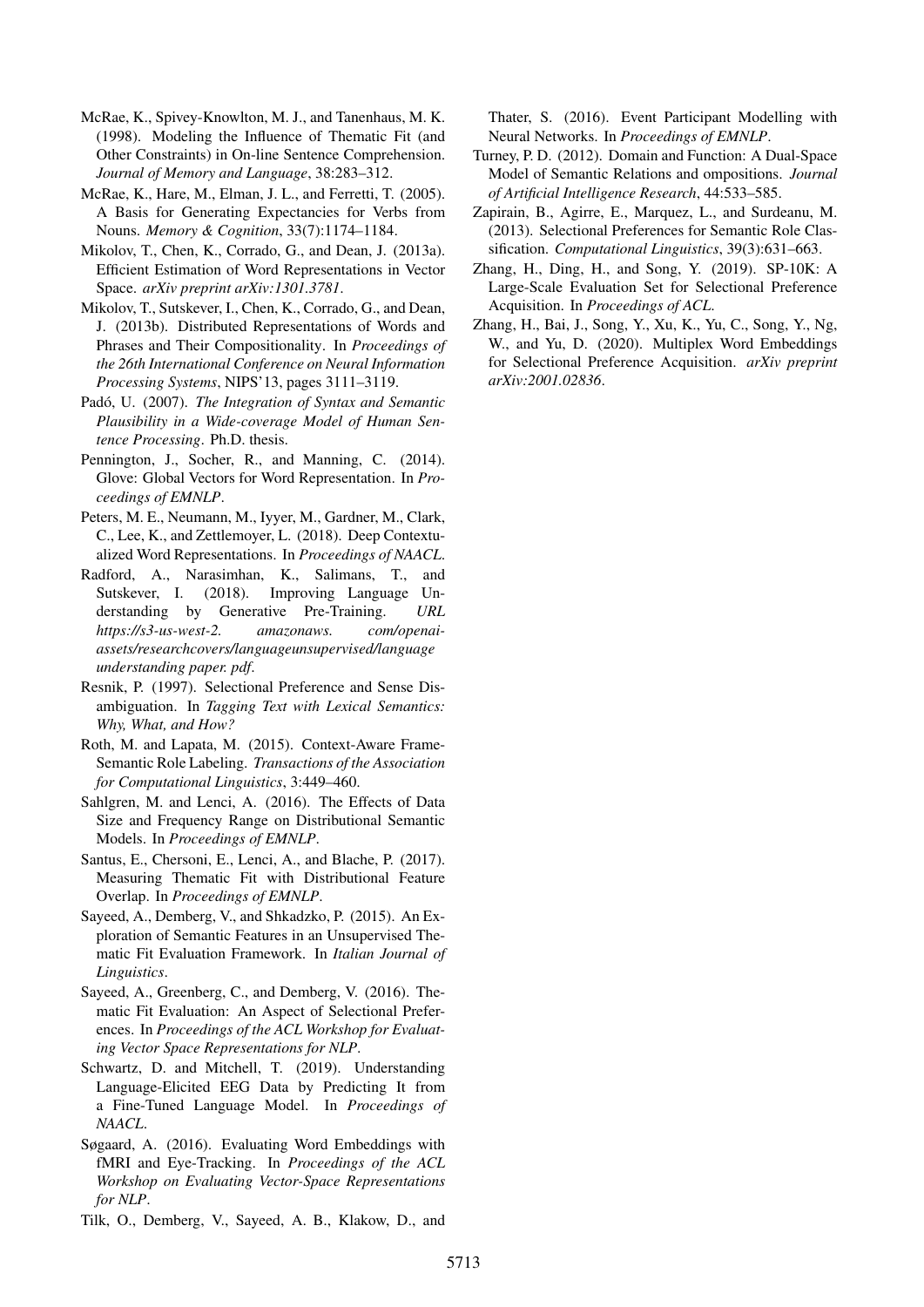McRae, K., Spivey-Knowlton, M. J., and Tanenhaus, M. K. (1998). Modeling the Influence of Thematic Fit (and Other Constraints) in On-line Sentence Comprehension. *Journal of Memory and Language*, 38:283–312.

McRae, K., Hare, M., Elman, J. L., and Ferretti, T. (2005). A Basis for Generating Expectancies for Verbs from Nouns. *Memory & Cognition*, 33(7):1174–1184.

Mikolov, T., Chen, K., Corrado, G., and Dean, J. (2013a). Efficient Estimation of Word Representations in Vector Space. *arXiv preprint arXiv:1301.3781*.

Mikolov, T., Sutskever, I., Chen, K., Corrado, G., and Dean, J. (2013b). Distributed Representations of Words and Phrases and Their Compositionality. In *Proceedings of the 26th International Conference on Neural Information Processing Systems*, NIPS'13, pages 3111–3119.

Padó, U. (2007). *The Integration of Syntax and Semantic Plausibility in a Wide-coverage Model of Human Sentence Processing*. Ph.D. thesis.

Pennington, J., Socher, R., and Manning, C. (2014). Glove: Global Vectors for Word Representation. In *Proceedings of EMNLP*.

Peters, M. E., Neumann, M., Iyyer, M., Gardner, M., Clark, C., Lee, K., and Zettlemoyer, L. (2018). Deep Contextualized Word Representations. In *Proceedings of NAACL*.

Radford, A., Narasimhan, K., Salimans, T., and Sutskever, I. (2018). Improving Language Understanding by Generative Pre-Training. *URL https://s3-us-west-2. amazonaws. com/openai-assets/researchcovers/languageunsupervised/language understanding paper. pdf*.

Resnik, P. (1997). Selectional Preference and Sense Disambiguation. In *Tagging Text with Lexical Semantics: Why, What, and How?*

Roth, M. and Lapata, M. (2015). Context-Aware Frame-Semantic Role Labeling. *Transactions of the Association for Computational Linguistics*, 3:449–460.

Sahlgren, M. and Lenci, A. (2016). The Effects of Data Size and Frequency Range on Distributional Semantic Models. In *Proceedings of EMNLP*.

Santus, E., Chersoni, E., Lenci, A., and Blache, P. (2017). Measuring Thematic Fit with Distributional Feature Overlap. In *Proceedings of EMNLP*.

Sayeed, A., Demberg, V., and Shkadzko, P. (2015). An Exploration of Semantic Features in an Unsupervised Thematic Fit Evaluation Framework. In *Italian Journal of Linguistics*.

Sayeed, A., Greenberg, C., and Demberg, V. (2016). Thematic Fit Evaluation: An Aspect of Selectional Preferences. In *Proceedings of the ACL Workshop for Evaluating Vector Space Representations for NLP*.

Schwartz, D. and Mitchell, T. (2019). Understanding Language-Elicited EEG Data by Predicting It from a Fine-Tuned Language Model. In *Proceedings of NAACL*.

Søgaard, A. (2016). Evaluating Word Embeddings with fMRI and Eye-Tracking. In *Proceedings of the ACL Workshop on Evaluating Vector-Space Representations for NLP*.

Tilk, O., Demberg, V., Sayeed, A. B., Klakow, D., and Thater, S. (2016). Event Participant Modelling with Neural Networks. In *Proceedings of EMNLP*.

Turney, P. D. (2012). Domain and Function: A Dual-Space Model of Semantic Relations and ompositions. *Journal of Artificial Intelligence Research*, 44:533–585.

Zapirain, B., Agirre, E., Marquez, L., and Surdeanu, M. (2013). Selectional Preferences for Semantic Role Classification. *Computational Linguistics*, 39(3):631–663.

Zhang, H., Ding, H., and Song, Y. (2019). SP-10K: A Large-Scale Evaluation Set for Selectional Preference Acquisition. In *Proceedings of ACL*.

Zhang, H., Bai, J., Song, Y., Xu, K., Yu, C., Song, Y., Ng, W., and Yu, D. (2020). Multiplex Word Embeddings for Selectional Preference Acquisition. *arXiv preprint arXiv:2001.02836*.